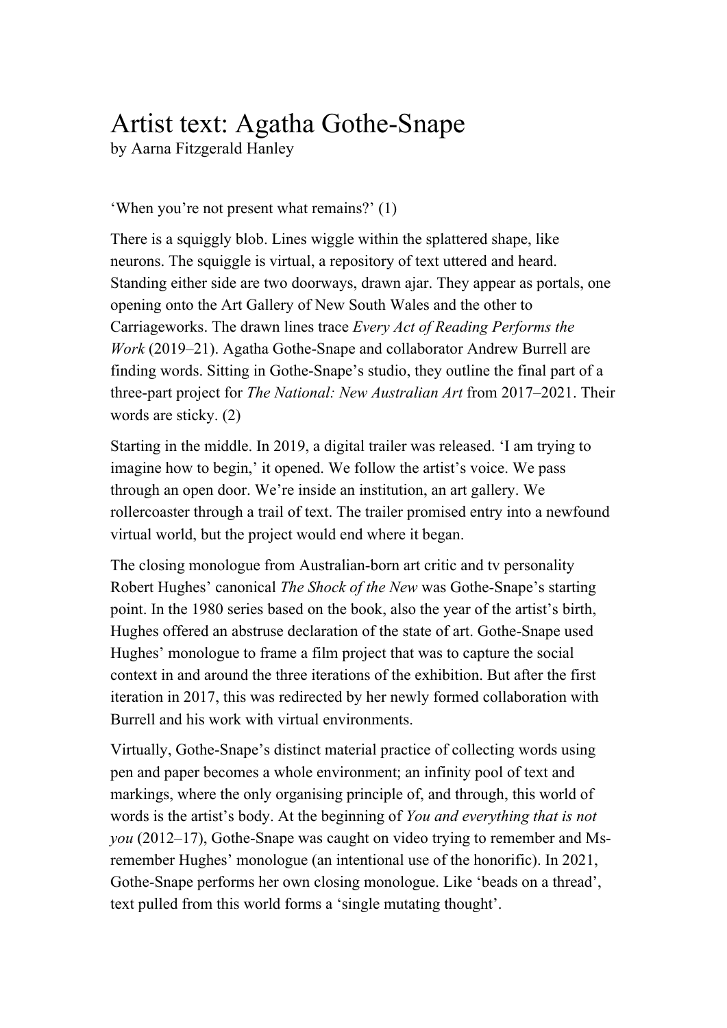# Artist text: Agatha Gothe-Snape

by Aarna Fitzgerald Hanley

'When you're not present what remains?' (1)

There is a squiggly blob. Lines wiggle within the splattered shape, like neurons. The squiggle is virtual, a repository of text uttered and heard. Standing either side are two doorways, drawn ajar. They appear as portals, one opening onto the Art Gallery of New South Wales and the other to Carriageworks. The drawn lines trace *Every Act of Reading Performs the Work* (2019–21). Agatha Gothe-Snape and collaborator Andrew Burrell are finding words. Sitting in Gothe-Snape's studio, they outline the final part of a three-part project for *The National: New Australian Art* from 2017–2021. Their words are sticky. (2)

Starting in the middle. In 2019, a digital trailer was released. 'I am trying to imagine how to begin,' it opened. We follow the artist's voice. We pass through an open door. We're inside an institution, an art gallery. We rollercoaster through a trail of text. The trailer promised entry into a newfound virtual world, but the project would end where it began.

The closing monologue from Australian-born art critic and tv personality Robert Hughes' canonical *The Shock of the New* was Gothe-Snape's starting point. In the 1980 series based on the book, also the year of the artist's birth, Hughes offered an abstruse declaration of the state of art. Gothe-Snape used Hughes' monologue to frame a film project that was to capture the social context in and around the three iterations of the exhibition. But after the first iteration in 2017, this was redirected by her newly formed collaboration with Burrell and his work with virtual environments.

Virtually, Gothe-Snape's distinct material practice of collecting words using pen and paper becomes a whole environment; an infinity pool of text and markings, where the only organising principle of, and through, this world of words is the artist's body. At the beginning of *You and everything that is not you* (2012–17), Gothe-Snape was caught on video trying to remember and Ms-remember Hughes' monologue (an intentional use of the honorific). In 2021, Gothe-Snape performs her own closing monologue. Like 'beads on a thread', text pulled from this world forms a 'single mutating thought'.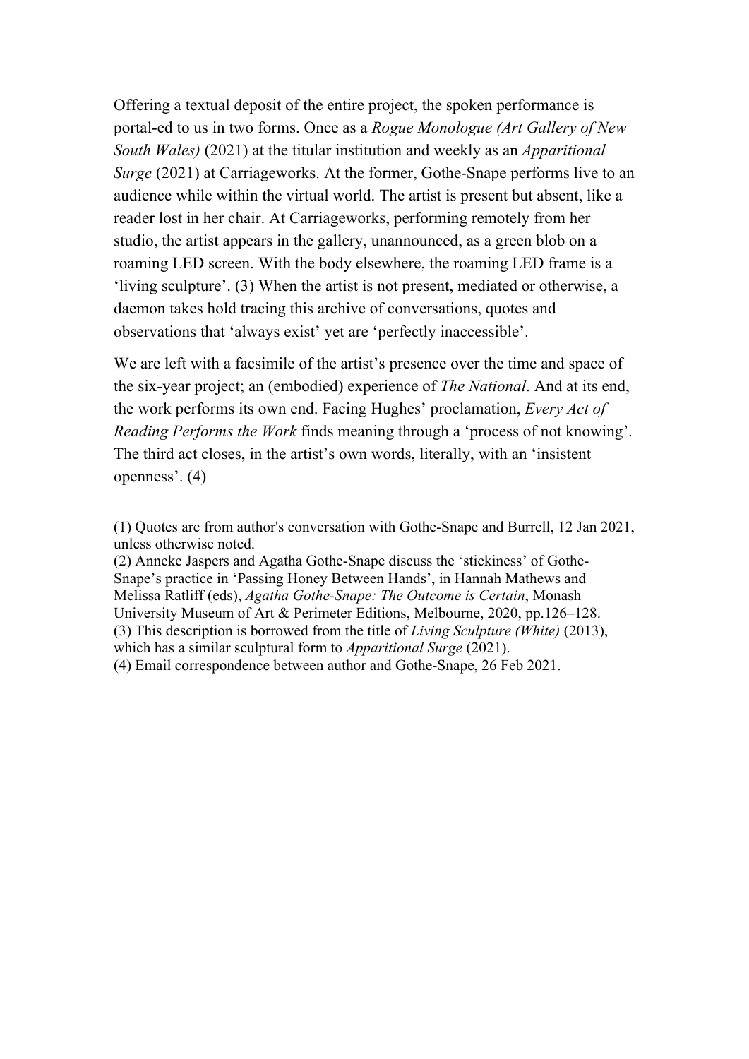Offering a textual deposit of the entire project, the spoken performance is portal-ed to us in two forms. Once as a *Rogue Monologue (Art Gallery of New South Wales)* (2021) at the titular institution and weekly as an *Apparitional Surge* (2021) at Carriageworks. At the former, Gothe-Snape performs live to an audience while within the virtual world. The artist is present but absent, like a reader lost in her chair. At Carriageworks, performing remotely from her studio, the artist appears in the gallery, unannounced, as a green blob on a roaming LED screen. With the body elsewhere, the roaming LED frame is a 'living sculpture'. (3) When the artist is not present, mediated or otherwise, a daemon takes hold tracing this archive of conversations, quotes and observations that 'always exist' yet are 'perfectly inaccessible'.

We are left with a facsimile of the artist's presence over the time and space of the six-year project; an (embodied) experience of *The National*. And at its end, the work performs its own end. Facing Hughes' proclamation, *Every Act of Reading Performs the Work* finds meaning through a 'process of not knowing'. The third act closes, in the artist's own words, literally, with an 'insistent openness'. (4)

(1) Quotes are from author's conversation with Gothe-Snape and Burrell, 12 Jan 2021, unless otherwise noted.
(2) Anneke Jaspers and Agatha Gothe-Snape discuss the 'stickiness' of Gothe-Snape's practice in 'Passing Honey Between Hands', in Hannah Mathews and Melissa Ratliff (eds), *Agatha Gothe-Snape: The Outcome is Certain*, Monash University Museum of Art & Perimeter Editions, Melbourne, 2020, pp.126–128.
(3) This description is borrowed from the title of *Living Sculpture (White)* (2013), which has a similar sculptural form to *Apparitional Surge* (2021).
(4) Email correspondence between author and Gothe-Snape, 26 Feb 2021.